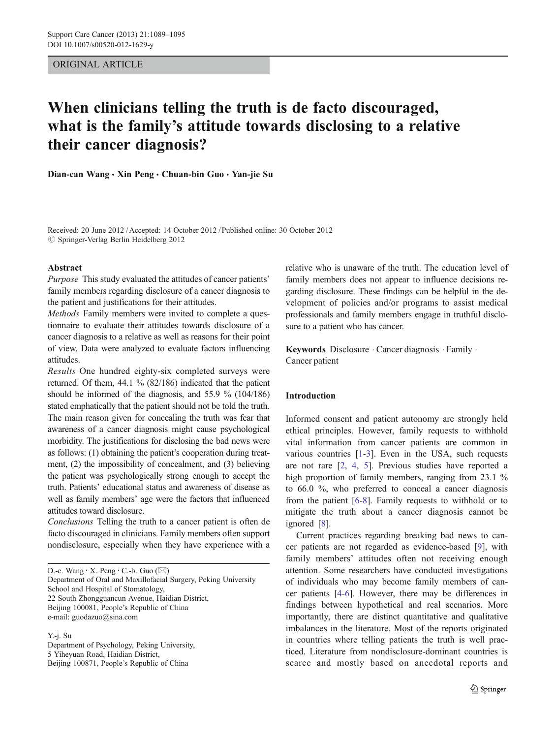ORIGINAL ARTICLE

# When clinicians telling the truth is de facto discouraged, what is the family's attitude towards disclosing to a relative their cancer diagnosis?

**Dian-can Wang · Xin Peng · Chuan-bin Guo · Yan-jie Su**

Received: 20 June 2012 / Accepted: 14 October 2012 / Published online: 30 October 2012
© Springer-Verlag Berlin Heidelberg 2012

## Abstract

*Purpose* This study evaluated the attitudes of cancer patients' family members regarding disclosure of a cancer diagnosis to the patient and justifications for their attitudes.

*Methods* Family members were invited to complete a questionnaire to evaluate their attitudes towards disclosure of a cancer diagnosis to a relative as well as reasons for their point of view. Data were analyzed to evaluate factors influencing attitudes.

*Results* One hundred eighty-six completed surveys were returned. Of them, 44.1 % (82/186) indicated that the patient should be informed of the diagnosis, and 55.9 % (104/186) stated emphatically that the patient should not be told the truth. The main reason given for concealing the truth was fear that awareness of a cancer diagnosis might cause psychological morbidity. The justifications for disclosing the bad news were as follows: (1) obtaining the patient's cooperation during treatment, (2) the impossibility of concealment, and (3) believing the patient was psychologically strong enough to accept the truth. Patients' educational status and awareness of disease as well as family members' age were the factors that influenced attitudes toward disclosure.

*Conclusions* Telling the truth to a cancer patient is often de facto discouraged in clinicians. Family members often support nondisclosure, especially when they have experience with a relative who is unaware of the truth. The education level of family members does not appear to influence decisions regarding disclosure. These findings can be helpful in the development of policies and/or programs to assist medical professionals and family members engage in truthful disclosure to a patient who has cancer.

**Keywords** Disclosure · Cancer diagnosis · Family · Cancer patient

D.-c. Wang · X. Peng · C.-b. Guo (✉)
Department of Oral and Maxillofacial Surgery, Peking University School and Hospital of Stomatology,
22 South Zhongguancun Avenue, Haidian District,
Beijing 100081, People's Republic of China
e-mail: guodazuo@sina.com

Y.-j. Su
Department of Psychology, Peking University,
5 Yiheyuan Road, Haidian District,
Beijing 100871, People's Republic of China

## Introduction

Informed consent and patient autonomy are strongly held ethical principles. However, family requests to withhold vital information from cancer patients are common in various countries [1-3]. Even in the USA, such requests are not rare [2, 4, 5]. Previous studies have reported a high proportion of family members, ranging from 23.1 % to 66.0 %, who preferred to conceal a cancer diagnosis from the patient [6-8]. Family requests to withhold or to mitigate the truth about a cancer diagnosis cannot be ignored [8].

Current practices regarding breaking bad news to cancer patients are not regarded as evidence-based [9], with family members' attitudes often not receiving enough attention. Some researchers have conducted investigations of individuals who may become family members of cancer patients [4-6]. However, there may be differences in findings between hypothetical and real scenarios. More importantly, there are distinct quantitative and qualitative imbalances in the literature. Most of the reports originated in countries where telling patients the truth is well practiced. Literature from nondisclosure-dominant countries is scarce and mostly based on anecdotal reports and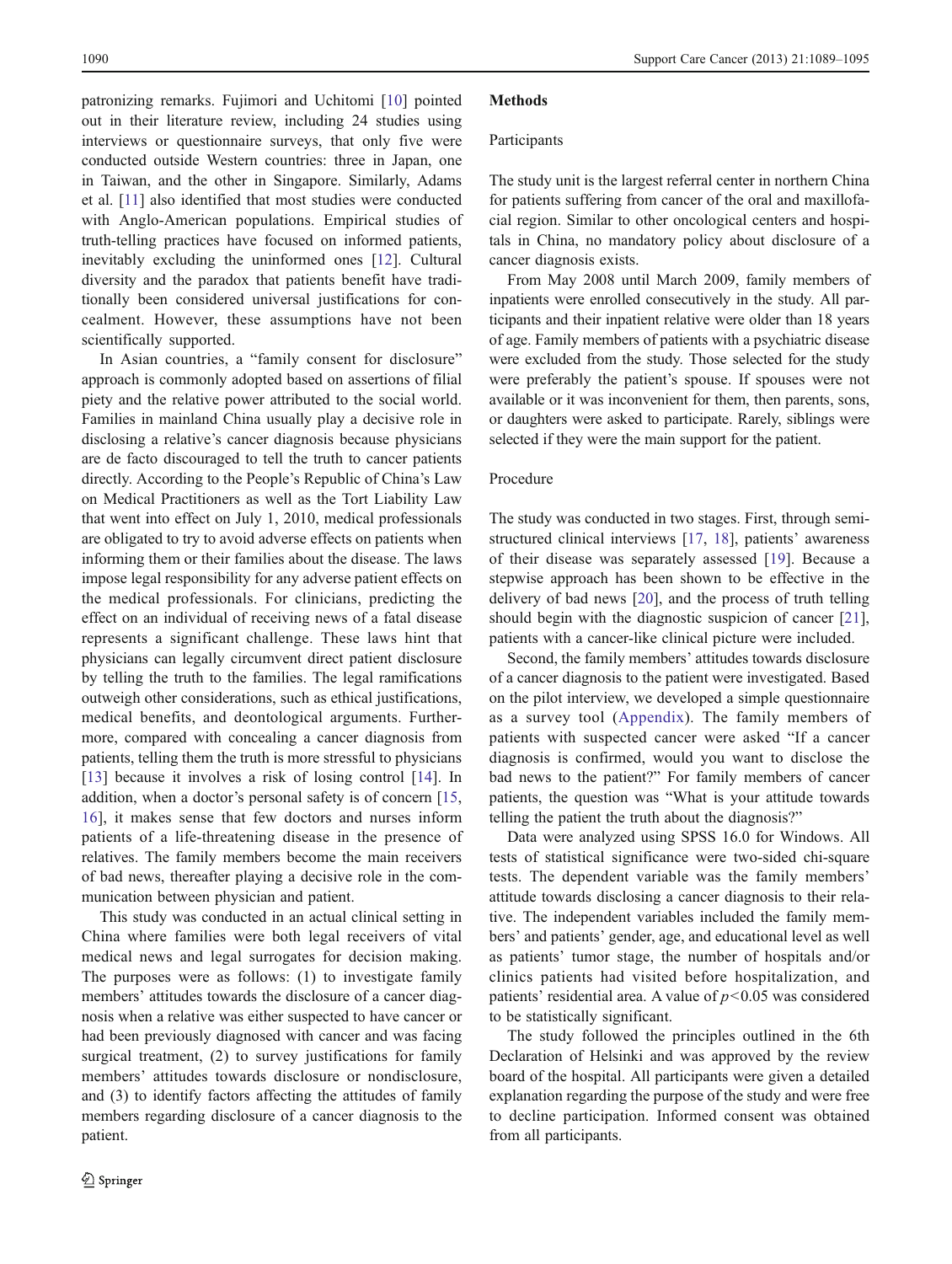patronizing remarks. Fujimori and Uchitomi [10] pointed out in their literature review, including 24 studies using interviews or questionnaire surveys, that only five were conducted outside Western countries: three in Japan, one in Taiwan, and the other in Singapore. Similarly, Adams et al. [11] also identified that most studies were conducted with Anglo-American populations. Empirical studies of truth-telling practices have focused on informed patients, inevitably excluding the uninformed ones [12]. Cultural diversity and the paradox that patients benefit have traditionally been considered universal justifications for concealment. However, these assumptions have not been scientifically supported.

In Asian countries, a "family consent for disclosure" approach is commonly adopted based on assertions of filial piety and the relative power attributed to the social world. Families in mainland China usually play a decisive role in disclosing a relative's cancer diagnosis because physicians are de facto discouraged to tell the truth to cancer patients directly. According to the People's Republic of China's Law on Medical Practitioners as well as the Tort Liability Law that went into effect on July 1, 2010, medical professionals are obligated to try to avoid adverse effects on patients when informing them or their families about the disease. The laws impose legal responsibility for any adverse patient effects on the medical professionals. For clinicians, predicting the effect on an individual of receiving news of a fatal disease represents a significant challenge. These laws hint that physicians can legally circumvent direct patient disclosure by telling the truth to the families. The legal ramifications outweigh other considerations, such as ethical justifications, medical benefits, and deontological arguments. Furthermore, compared with concealing a cancer diagnosis from patients, telling them the truth is more stressful to physicians [13] because it involves a risk of losing control [14]. In addition, when a doctor's personal safety is of concern [15, 16], it makes sense that few doctors and nurses inform patients of a life-threatening disease in the presence of relatives. The family members become the main receivers of bad news, thereafter playing a decisive role in the communication between physician and patient.

This study was conducted in an actual clinical setting in China where families were both legal receivers of vital medical news and legal surrogates for decision making. The purposes were as follows: (1) to investigate family members' attitudes towards the disclosure of a cancer diagnosis when a relative was either suspected to have cancer or had been previously diagnosed with cancer and was facing surgical treatment, (2) to survey justifications for family members' attitudes towards disclosure or nondisclosure, and (3) to identify factors affecting the attitudes of family members regarding disclosure of a cancer diagnosis to the patient.

## Methods

### Participants

The study unit is the largest referral center in northern China for patients suffering from cancer of the oral and maxillofacial region. Similar to other oncological centers and hospitals in China, no mandatory policy about disclosure of a cancer diagnosis exists.

From May 2008 until March 2009, family members of inpatients were enrolled consecutively in the study. All participants and their inpatient relative were older than 18 years of age. Family members of patients with a psychiatric disease were excluded from the study. Those selected for the study were preferably the patient's spouse. If spouses were not available or it was inconvenient for them, then parents, sons, or daughters were asked to participate. Rarely, siblings were selected if they were the main support for the patient.

### Procedure

The study was conducted in two stages. First, through semi-structured clinical interviews [17, 18], patients' awareness of their disease was separately assessed [19]. Because a stepwise approach has been shown to be effective in the delivery of bad news [20], and the process of truth telling should begin with the diagnostic suspicion of cancer [21], patients with a cancer-like clinical picture were included.

Second, the family members' attitudes towards disclosure of a cancer diagnosis to the patient were investigated. Based on the pilot interview, we developed a simple questionnaire as a survey tool (Appendix). The family members of patients with suspected cancer were asked "If a cancer diagnosis is confirmed, would you want to disclose the bad news to the patient?" For family members of cancer patients, the question was "What is your attitude towards telling the patient the truth about the diagnosis?"

Data were analyzed using SPSS 16.0 for Windows. All tests of statistical significance were two-sided chi-square tests. The dependent variable was the family members' attitude towards disclosing a cancer diagnosis to their relative. The independent variables included the family members' and patients' gender, age, and educational level as well as patients' tumor stage, the number of hospitals and/or clinics patients had visited before hospitalization, and patients' residential area. A value of $p<0.05$ was considered to be statistically significant.

The study followed the principles outlined in the 6th Declaration of Helsinki and was approved by the review board of the hospital. All participants were given a detailed explanation regarding the purpose of the study and were free to decline participation. Informed consent was obtained from all participants.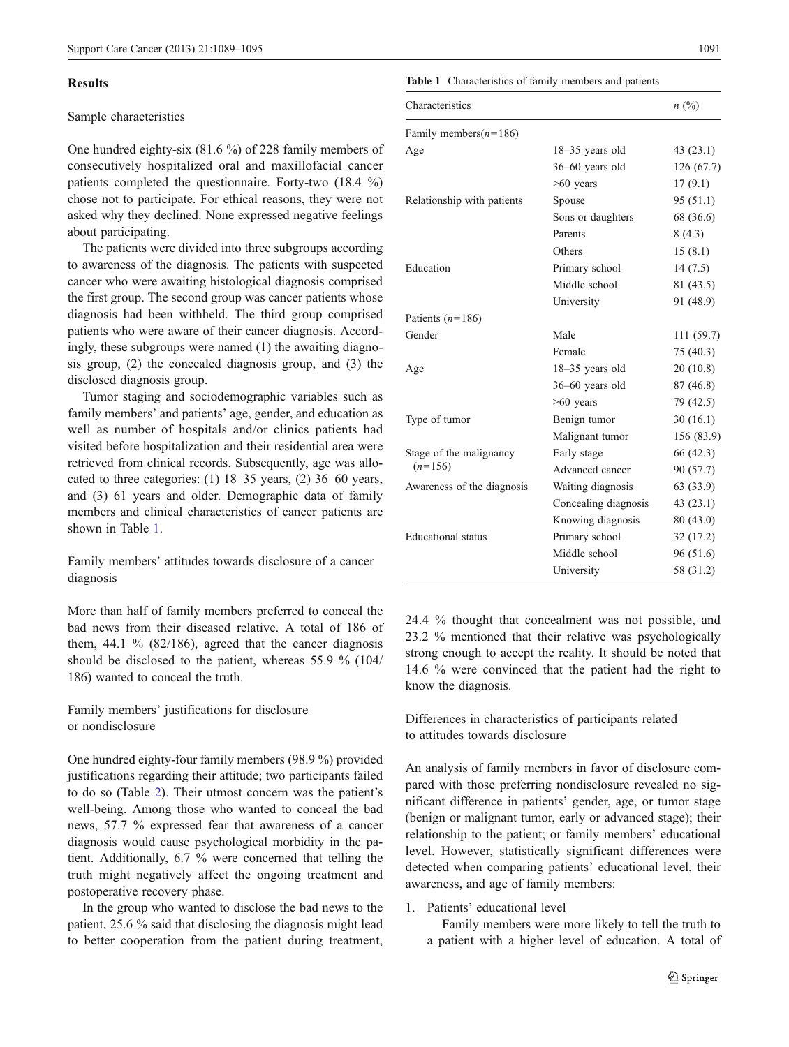## Results

### Sample characteristics

One hundred eighty-six (81.6 %) of 228 family members of consecutively hospitalized oral and maxillofacial cancer patients completed the questionnaire. Forty-two (18.4 %) chose not to participate. For ethical reasons, they were not asked why they declined. None expressed negative feelings about participating.

The patients were divided into three subgroups according to awareness of the diagnosis. The patients with suspected cancer who were awaiting histological diagnosis comprised the first group. The second group was cancer patients whose diagnosis had been withheld. The third group comprised patients who were aware of their cancer diagnosis. Accordingly, these subgroups were named (1) the awaiting diagnosis group, (2) the concealed diagnosis group, and (3) the disclosed diagnosis group.

Tumor staging and sociodemographic variables such as family members' and patients' age, gender, and education as well as number of hospitals and/or clinics patients had visited before hospitalization and their residential area were retrieved from clinical records. Subsequently, age was allocated to three categories: (1) 18–35 years, (2) 36–60 years, and (3) 61 years and older. Demographic data of family members and clinical characteristics of cancer patients are shown in Table 1.

**Table 1** Characteristics of family members and patients

| Characteristics | | n (%) |
|---|---|---|
| Family members(n=186) | | |
| Age | 18–35 years old | 43 (23.1) |
| | 36–60 years old | 126 (67.7) |
| | >60 years | 17 (9.1) |
| Relationship with patients | Spouse | 95 (51.1) |
| | Sons or daughters | 68 (36.6) |
| | Parents | 8 (4.3) |
| | Others | 15 (8.1) |
| Education | Primary school | 14 (7.5) |
| | Middle school | 81 (43.5) |
| | University | 91 (48.9) |
| Patients (n=186) | | |
| Gender | Male | 111 (59.7) |
| | Female | 75 (40.3) |
| Age | 18–35 years old | 20 (10.8) |
| | 36–60 years old | 87 (46.8) |
| | >60 years | 79 (42.5) |
| Type of tumor | Benign tumor | 30 (16.1) |
| | Malignant tumor | 156 (83.9) |
| Stage of the malignancy (n=156) | Early stage | 66 (42.3) |
| | Advanced cancer | 90 (57.7) |
| Awareness of the diagnosis | Waiting diagnosis | 63 (33.9) |
| | Concealing diagnosis | 43 (23.1) |
| | Knowing diagnosis | 80 (43.0) |
| Educational status | Primary school | 32 (17.2) |
| | Middle school | 96 (51.6) |
| | University | 58 (31.2) |

### Family members' attitudes towards disclosure of a cancer diagnosis

More than half of family members preferred to conceal the bad news from their diseased relative. A total of 186 of them, 44.1 % (82/186), agreed that the cancer diagnosis should be disclosed to the patient, whereas 55.9 % (104/186) wanted to conceal the truth.

### Family members' justifications for disclosure or nondisclosure

One hundred eighty-four family members (98.9 %) provided justifications regarding their attitude; two participants failed to do so (Table 2). Their utmost concern was the patient's well-being. Among those who wanted to conceal the bad news, 57.7 % expressed fear that awareness of a cancer diagnosis would cause psychological morbidity in the patient. Additionally, 6.7 % were concerned that telling the truth might negatively affect the ongoing treatment and postoperative recovery phase.

In the group who wanted to disclose the bad news to the patient, 25.6 % said that disclosing the diagnosis might lead to better cooperation from the patient during treatment, 24.4 % thought that concealment was not possible, and 23.2 % mentioned that their relative was psychologically strong enough to accept the reality. It should be noted that 14.6 % were convinced that the patient had the right to know the diagnosis.

### Differences in characteristics of participants related to attitudes towards disclosure

An analysis of family members in favor of disclosure compared with those preferring nondisclosure revealed no significant difference in patients' gender, age, or tumor stage (benign or malignant tumor, early or advanced stage); their relationship to the patient; or family members' educational level. However, statistically significant differences were detected when comparing patients' educational level, their awareness, and age of family members:

1. Patients' educational level

   Family members were more likely to tell the truth to a patient with a higher level of education. A total of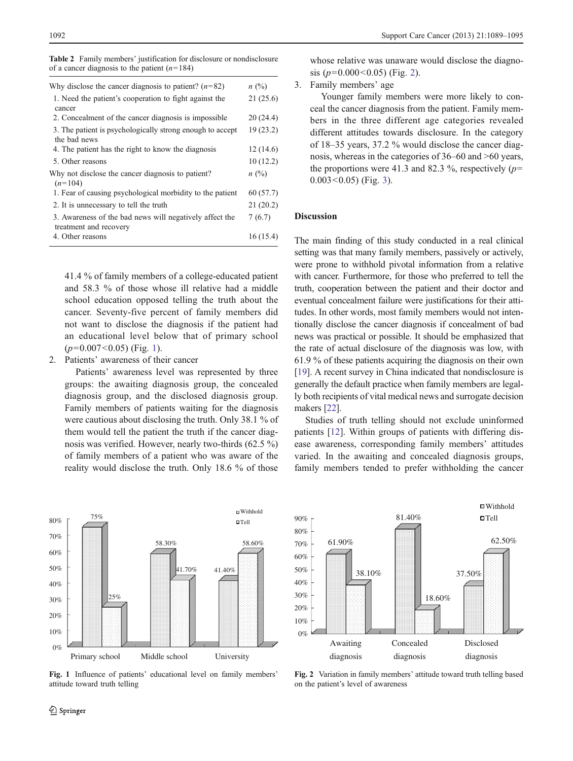**Table 2** Family members' justification for disclosure or nondisclosure of a cancer diagnosis to the patient ($n$=184)

| Why disclose the cancer diagnosis to patient? ($n$=82) | $n$ (%) |
|---|---|
| 1. Need the patient's cooperation to fight against the cancer | 21 (25.6) |
| 2. Concealment of the cancer diagnosis is impossible | 20 (24.4) |
| 3. The patient is psychologically strong enough to accept the bad news | 19 (23.2) |
| 4. The patient has the right to know the diagnosis | 12 (14.6) |
| 5. Other reasons | 10 (12.2) |
| Why not disclose the cancer diagnosis to patient? ($n$=104) | $n$ (%) |
| 1. Fear of causing psychological morbidity to the patient | 60 (57.7) |
| 2. It is unnecessary to tell the truth | 21 (20.2) |
| 3. Awareness of the bad news will negatively affect the treatment and recovery | 7 (6.7) |
| 4. Other reasons | 16 (15.4) |

41.4 % of family members of a college-educated patient and 58.3 % of those whose ill relative had a middle school education opposed telling the truth about the cancer. Seventy-five percent of family members did not want to disclose the diagnosis if the patient had an educational level below that of primary school ($p$=0.007<0.05) (Fig. 1).

2. Patients' awareness of their cancer

   Patients' awareness level was represented by three groups: the awaiting diagnosis group, the concealed diagnosis group, and the disclosed diagnosis group. Family members of patients waiting for the diagnosis were cautious about disclosing the truth. Only 38.1 % of them would tell the patient the truth if the cancer diagnosis was verified. However, nearly two-thirds (62.5 %) of family members of a patient who was aware of the reality would disclose the truth. Only 18.6 % of those whose relative was unaware would disclose the diagnosis ($p$=0.000<0.05) (Fig. 2).

3. Family members' age

   Younger family members were more likely to conceal the cancer diagnosis from the patient. Family members in the three different age categories revealed different attitudes towards disclosure. In the category of 18–35 years, 37.2 % would disclose the cancer diagnosis, whereas in the categories of 36–60 and >60 years, the proportions were 41.3 and 82.3 %, respectively ($p$=0.003<0.05) (Fig. 3).

## Discussion

The main finding of this study conducted in a real clinical setting was that many family members, passively or actively, were prone to withhold pivotal information from a relative with cancer. Furthermore, for those who preferred to tell the truth, cooperation between the patient and their doctor and eventual concealment failure were justifications for their attitudes. In other words, most family members would not intentionally disclose the cancer diagnosis if concealment of bad news was practical or possible. It should be emphasized that the rate of actual disclosure of the diagnosis was low, with 61.9 % of these patients acquiring the diagnosis on their own [19]. A recent survey in China indicated that nondisclosure is generally the default practice when family members are legally both recipients of vital medical news and surrogate decision makers [22].

Studies of truth telling should not exclude uninformed patients [12]. Within groups of patients with differing disease awareness, corresponding family members' attitudes varied. In the awaiting and concealed diagnosis groups, family members tended to prefer withholding the cancer

**Fig. 1** Influence of patients' educational level on family members' attitude toward truth telling

**Fig. 2** Variation in family members' attitude toward truth telling based on the patient's level of awareness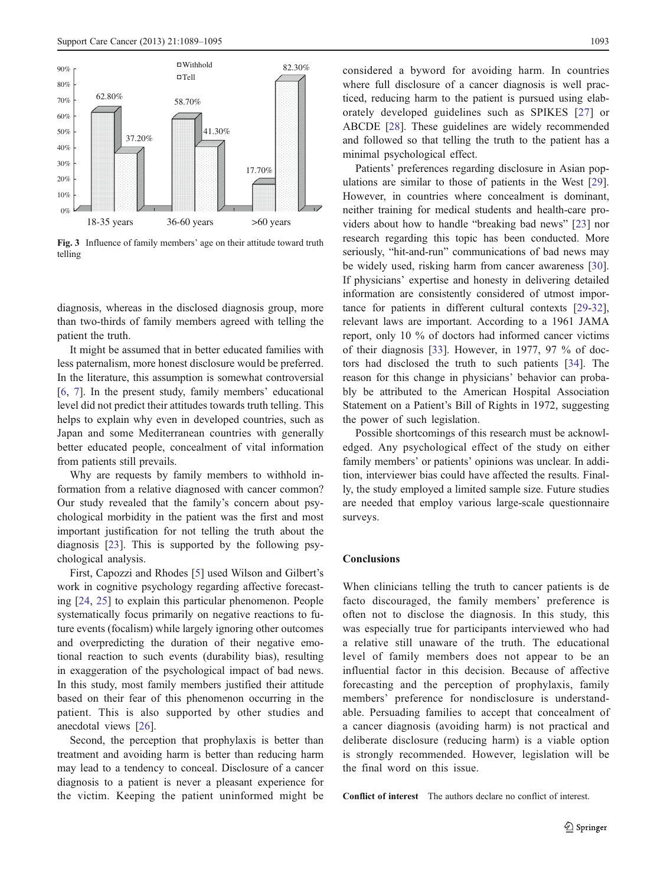Fig. 3 Influence of family members' age on their attitude toward truth telling

diagnosis, whereas in the disclosed diagnosis group, more than two-thirds of family members agreed with telling the patient the truth.

It might be assumed that in better educated families with less paternalism, more honest disclosure would be preferred. In the literature, this assumption is somewhat controversial [6, 7]. In the present study, family members' educational level did not predict their attitudes towards truth telling. This helps to explain why even in developed countries, such as Japan and some Mediterranean countries with generally better educated people, concealment of vital information from patients still prevails.

Why are requests by family members to withhold information from a relative diagnosed with cancer common? Our study revealed that the family's concern about psychological morbidity in the patient was the first and most important justification for not telling the truth about the diagnosis [23]. This is supported by the following psychological analysis.

First, Capozzi and Rhodes [5] used Wilson and Gilbert's work in cognitive psychology regarding affective forecasting [24, 25] to explain this particular phenomenon. People systematically focus primarily on negative reactions to future events (focalism) while largely ignoring other outcomes and overpredicting the duration of their negative emotional reaction to such events (durability bias), resulting in exaggeration of the psychological impact of bad news. In this study, most family members justified their attitude based on their fear of this phenomenon occurring in the patient. This is also supported by other studies and anecdotal views [26].

Second, the perception that prophylaxis is better than treatment and avoiding harm is better than reducing harm may lead to a tendency to conceal. Disclosure of a cancer diagnosis to a patient is never a pleasant experience for the victim. Keeping the patient uninformed might be considered a byword for avoiding harm. In countries where full disclosure of a cancer diagnosis is well practiced, reducing harm to the patient is pursued using elaborately developed guidelines such as SPIKES [27] or ABCDE [28]. These guidelines are widely recommended and followed so that telling the truth to the patient has a minimal psychological effect.

Patients' preferences regarding disclosure in Asian populations are similar to those of patients in the West [29]. However, in countries where concealment is dominant, neither training for medical students and health-care providers about how to handle "breaking bad news" [23] nor research regarding this topic has been conducted. More seriously, "hit-and-run" communications of bad news may be widely used, risking harm from cancer awareness [30]. If physicians' expertise and honesty in delivering detailed information are consistently considered of utmost importance for patients in different cultural contexts [29-32], relevant laws are important. According to a 1961 JAMA report, only 10 % of doctors had informed cancer victims of their diagnosis [33]. However, in 1977, 97 % of doctors had disclosed the truth to such patients [34]. The reason for this change in physicians' behavior can probably be attributed to the American Hospital Association Statement on a Patient's Bill of Rights in 1972, suggesting the power of such legislation.

Possible shortcomings of this research must be acknowledged. Any psychological effect of the study on either family members' or patients' opinions was unclear. In addition, interviewer bias could have affected the results. Finally, the study employed a limited sample size. Future studies are needed that employ various large-scale questionnaire surveys.

## Conclusions

When clinicians telling the truth to cancer patients is de facto discouraged, the family members' preference is often not to disclose the diagnosis. In this study, this was especially true for participants interviewed who had a relative still unaware of the truth. The educational level of family members does not appear to be an influential factor in this decision. Because of affective forecasting and the perception of prophylaxis, family members' preference for nondisclosure is understandable. Persuading families to accept that concealment of a cancer diagnosis (avoiding harm) is not practical and deliberate disclosure (reducing harm) is a viable option is strongly recommended. However, legislation will be the final word on this issue.

**Conflict of interest** The authors declare no conflict of interest.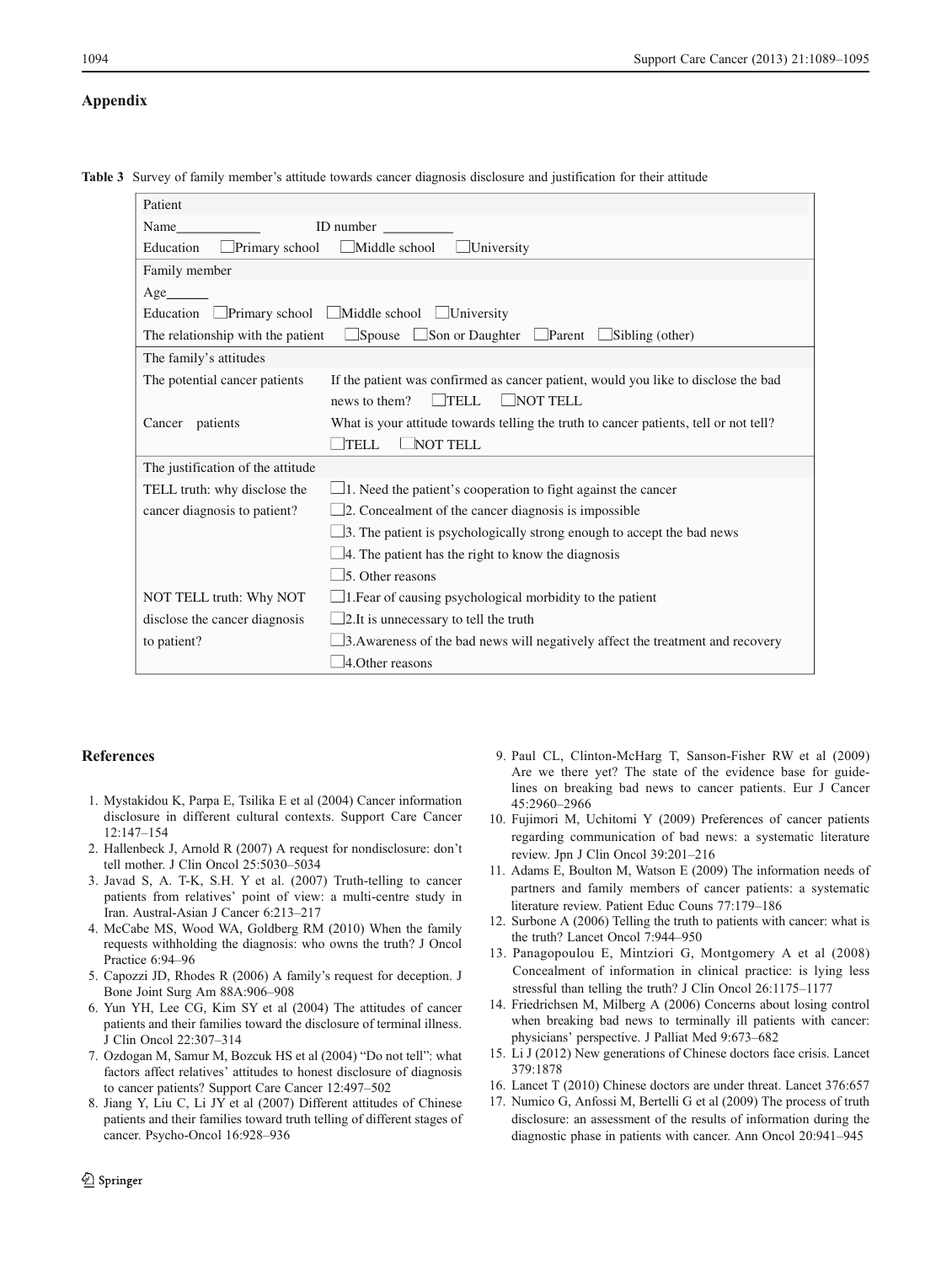## Appendix

**Table 3** Survey of family member's attitude towards cancer diagnosis disclosure and justification for their attitude

| Patient | |
|---|---|
| Name____________ | ID number __________ |
| Education ☐Primary school ☐Middle school ☐University | |
| **Family member** | |
| Age______ | |
| Education ☐Primary school ☐Middle school ☐University | |
| The relationship with the patient | ☐Spouse ☐Son or Daughter ☐Parent ☐Sibling (other) |
| **The family's attitudes** | |
| The potential cancer patients | If the patient was confirmed as cancer patient, would you like to disclose the bad news to them? ☐TELL ☐NOT TELL |
| Cancer patients | What is your attitude towards telling the truth to cancer patients, tell or not tell? ☐TELL ☐NOT TELL |
| **The justification of the attitude** | |
| TELL truth: why disclose the cancer diagnosis to patient? | ☐1. Need the patient's cooperation to fight against the cancer |
| | ☐2. Concealment of the cancer diagnosis is impossible |
| | ☐3. The patient is psychologically strong enough to accept the bad news |
| | ☐4. The patient has the right to know the diagnosis |
| | ☐5. Other reasons |
| NOT TELL truth: Why NOT disclose the cancer diagnosis to patient? | ☐1.Fear of causing psychological morbidity to the patient |
| | ☐2.It is unnecessary to tell the truth |
| | ☐3.Awareness of the bad news will negatively affect the treatment and recovery |
| | ☐4.Other reasons |

## References

1. Mystakidou K, Parpa E, Tsilika E et al (2004) Cancer information disclosure in different cultural contexts. Support Care Cancer 12:147–154
2. Hallenbeck J, Arnold R (2007) A request for nondisclosure: don't tell mother. J Clin Oncol 25:5030–5034
3. Javad S, A. T-K, S.H. Y et al. (2007) Truth-telling to cancer patients from relatives' point of view: a multi-centre study in Iran. Austral-Asian J Cancer 6:213–217
4. McCabe MS, Wood WA, Goldberg RM (2010) When the family requests withholding the diagnosis: who owns the truth? J Oncol Practice 6:94–96
5. Capozzi JD, Rhodes R (2006) A family's request for deception. J Bone Joint Surg Am 88A:906–908
6. Yun YH, Lee CG, Kim SY et al (2004) The attitudes of cancer patients and their families toward the disclosure of terminal illness. J Clin Oncol 22:307–314
7. Ozdogan M, Samur M, Bozcuk HS et al (2004) "Do not tell": what factors affect relatives' attitudes to honest disclosure of diagnosis to cancer patients? Support Care Cancer 12:497–502
8. Jiang Y, Liu C, Li JY et al (2007) Different attitudes of Chinese patients and their families toward truth telling of different stages of cancer. Psycho-Oncol 16:928–936
9. Paul CL, Clinton-McHarg T, Sanson-Fisher RW et al (2009) Are we there yet? The state of the evidence base for guidelines on breaking bad news to cancer patients. Eur J Cancer 45:2960–2966
10. Fujimori M, Uchitomi Y (2009) Preferences of cancer patients regarding communication of bad news: a systematic literature review. Jpn J Clin Oncol 39:201–216
11. Adams E, Boulton M, Watson E (2009) The information needs of partners and family members of cancer patients: a systematic literature review. Patient Educ Couns 77:179–186
12. Surbone A (2006) Telling the truth to patients with cancer: what is the truth? Lancet Oncol 7:944–950
13. Panagopoulou E, Mintziori G, Montgomery A et al (2008) Concealment of information in clinical practice: is lying less stressful than telling the truth? J Clin Oncol 26:1175–1177
14. Friedrichsen M, Milberg A (2006) Concerns about losing control when breaking bad news to terminally ill patients with cancer: physicians' perspective. J Palliat Med 9:673–682
15. Li J (2012) New generations of Chinese doctors face crisis. Lancet 379:1878
16. Lancet T (2010) Chinese doctors are under threat. Lancet 376:657
17. Numico G, Anfossi M, Bertelli G et al (2009) The process of truth disclosure: an assessment of the results of information during the diagnostic phase in patients with cancer. Ann Oncol 20:941–945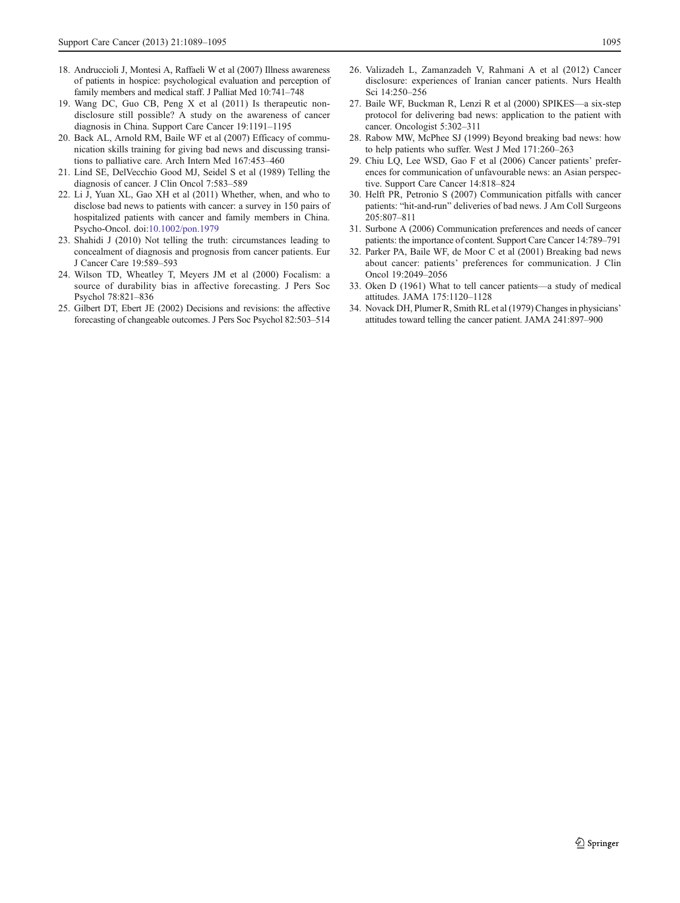18. Andruccioli J, Montesi A, Raffaeli W et al (2007) Illness awareness of patients in hospice: psychological evaluation and perception of family members and medical staff. J Palliat Med 10:741–748
19. Wang DC, Guo CB, Peng X et al (2011) Is therapeutic non-disclosure still possible? A study on the awareness of cancer diagnosis in China. Support Care Cancer 19:1191–1195
20. Back AL, Arnold RM, Baile WF et al (2007) Efficacy of communication skills training for giving bad news and discussing transitions to palliative care. Arch Intern Med 167:453–460
21. Lind SE, DelVecchio Good MJ, Seidel S et al (1989) Telling the diagnosis of cancer. J Clin Oncol 7:583–589
22. Li J, Yuan XL, Gao XH et al (2011) Whether, when, and who to disclose bad news to patients with cancer: a survey in 150 pairs of hospitalized patients with cancer and family members in China. Psycho-Oncol. doi:10.1002/pon.1979
23. Shahidi J (2010) Not telling the truth: circumstances leading to concealment of diagnosis and prognosis from cancer patients. Eur J Cancer Care 19:589–593
24. Wilson TD, Wheatley T, Meyers JM et al (2000) Focalism: a source of durability bias in affective forecasting. J Pers Soc Psychol 78:821–836
25. Gilbert DT, Ebert JE (2002) Decisions and revisions: the affective forecasting of changeable outcomes. J Pers Soc Psychol 82:503–514
26. Valizadeh L, Zamanzadeh V, Rahmani A et al (2012) Cancer disclosure: experiences of Iranian cancer patients. Nurs Health Sci 14:250–256
27. Baile WF, Buckman R, Lenzi R et al (2000) SPIKES—a six-step protocol for delivering bad news: application to the patient with cancer. Oncologist 5:302–311
28. Rabow MW, McPhee SJ (1999) Beyond breaking bad news: how to help patients who suffer. West J Med 171:260–263
29. Chiu LQ, Lee WSD, Gao F et al (2006) Cancer patients' preferences for communication of unfavourable news: an Asian perspective. Support Care Cancer 14:818–824
30. Helft PR, Petronio S (2007) Communication pitfalls with cancer patients: "hit-and-run" deliveries of bad news. J Am Coll Surgeons 205:807–811
31. Surbone A (2006) Communication preferences and needs of cancer patients: the importance of content. Support Care Cancer 14:789–791
32. Parker PA, Baile WF, de Moor C et al (2001) Breaking bad news about cancer: patients' preferences for communication. J Clin Oncol 19:2049–2056
33. Oken D (1961) What to tell cancer patients—a study of medical attitudes. JAMA 175:1120–1128
34. Novack DH, Plumer R, Smith RL et al (1979) Changes in physicians' attitudes toward telling the cancer patient. JAMA 241:897–900